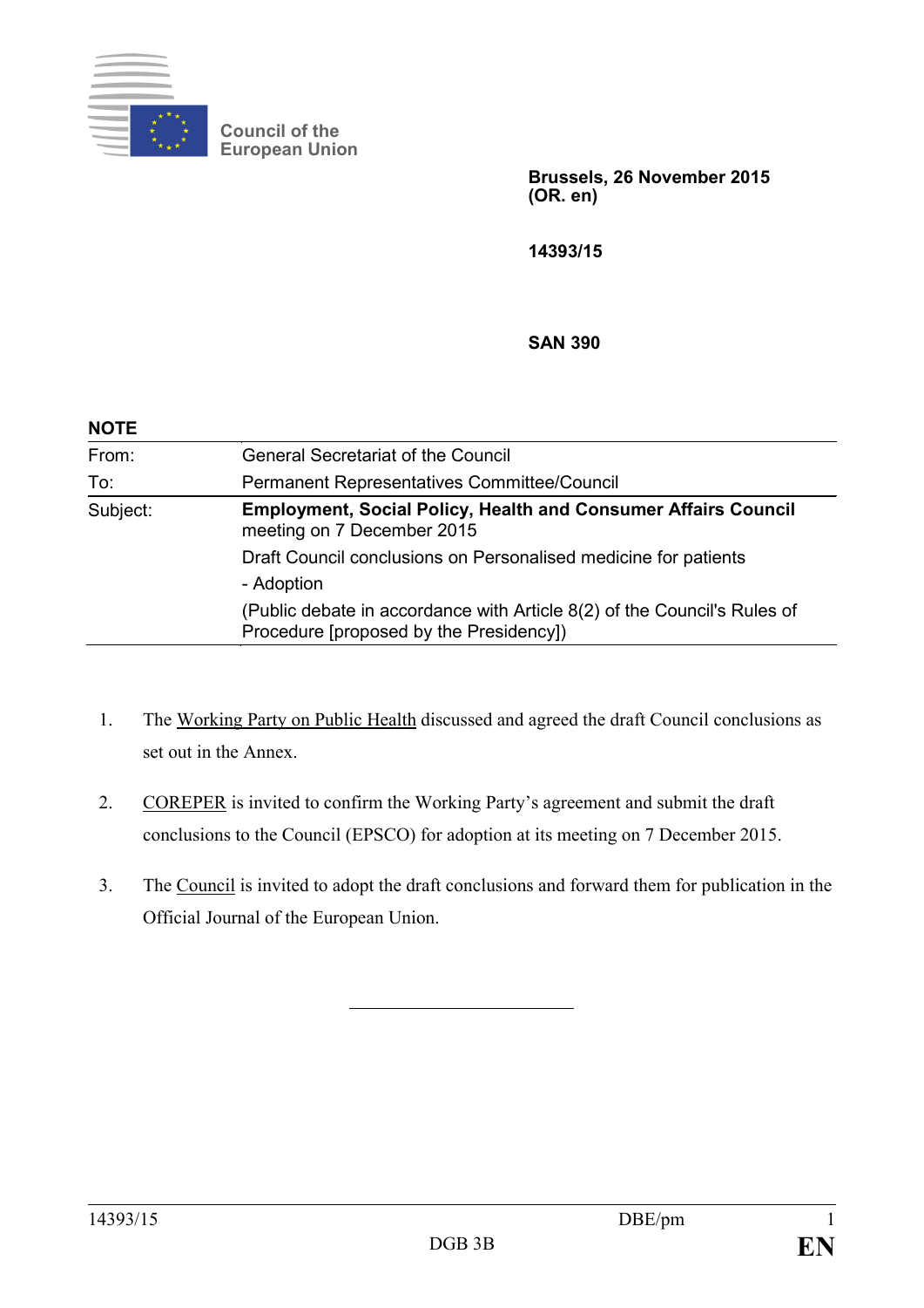Council of the European Union

**Brussels, 26 November 2015**
**(OR. en)**

**14393/15**

**SAN 390**

**NOTE**

| | |
|---|---|
| From: | General Secretariat of the Council |
| To: | Permanent Representatives Committee/Council |
| Subject: | **Employment, Social Policy, Health and Consumer Affairs Council** meeting on 7 December 2015<br>Draft Council conclusions on Personalised medicine for patients<br>- Adoption<br>(Public debate in accordance with Article 8(2) of the Council's Rules of Procedure [proposed by the Presidency]) |

1. The Working Party on Public Health discussed and agreed the draft Council conclusions as set out in the Annex.

2. COREPER is invited to confirm the Working Party's agreement and submit the draft conclusions to the Council (EPSCO) for adoption at its meeting on 7 December 2015.

3. The Council is invited to adopt the draft conclusions and forward them for publication in the Official Journal of the European Union.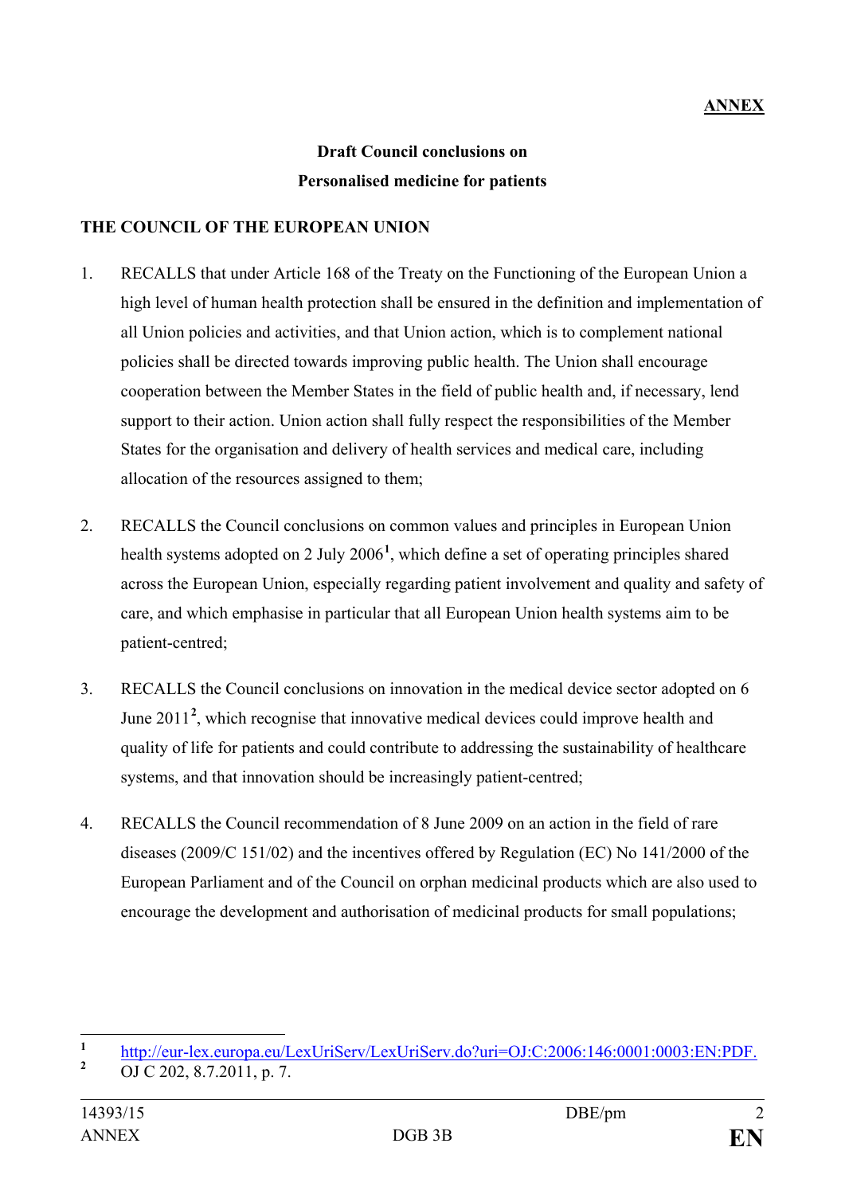**ANNEX**

**Draft Council conclusions on**
**Personalised medicine for patients**

**THE COUNCIL OF THE EUROPEAN UNION**

1. RECALLS that under Article 168 of the Treaty on the Functioning of the European Union a high level of human health protection shall be ensured in the definition and implementation of all Union policies and activities, and that Union action, which is to complement national policies shall be directed towards improving public health. The Union shall encourage cooperation between the Member States in the field of public health and, if necessary, lend support to their action. Union action shall fully respect the responsibilities of the Member States for the organisation and delivery of health services and medical care, including allocation of the resources assigned to them;

2. RECALLS the Council conclusions on common values and principles in European Union health systems adopted on 2 July 2006[1], which define a set of operating principles shared across the European Union, especially regarding patient involvement and quality and safety of care, and which emphasise in particular that all European Union health systems aim to be patient-centred;

3. RECALLS the Council conclusions on innovation in the medical device sector adopted on 6 June 2011[2], which recognise that innovative medical devices could improve health and quality of life for patients and could contribute to addressing the sustainability of healthcare systems, and that innovation should be increasingly patient-centred;

4. RECALLS the Council recommendation of 8 June 2009 on an action in the field of rare diseases (2009/C 151/02) and the incentives offered by Regulation (EC) No 141/2000 of the European Parliament and of the Council on orphan medicinal products which are also used to encourage the development and authorisation of medicinal products for small populations;

---

[1] http://eur-lex.europa.eu/LexUriServ/LexUriServ.do?uri=OJ:C:2006:146:0001:0003:EN:PDF.

[2] OJ C 202, 8.7.2011, p. 7.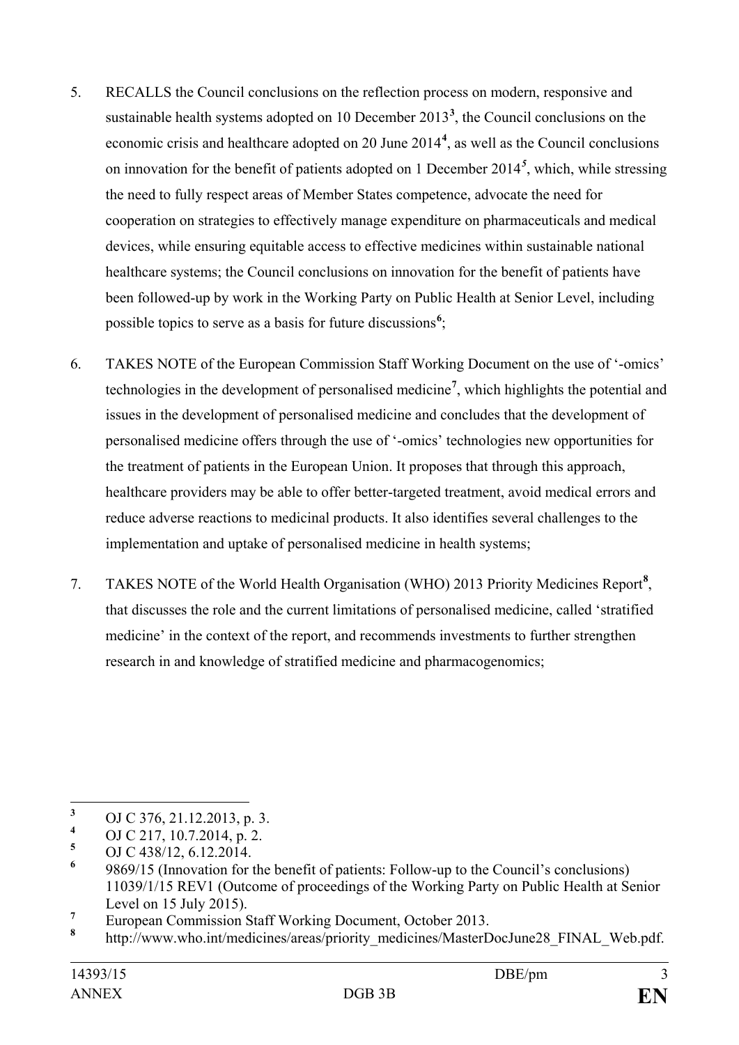5. RECALLS the Council conclusions on the reflection process on modern, responsive and sustainable health systems adopted on 10 December 2013[3], the Council conclusions on the economic crisis and healthcare adopted on 20 June 2014[4], as well as the Council conclusions on innovation for the benefit of patients adopted on 1 December 2014[5], which, while stressing the need to fully respect areas of Member States competence, advocate the need for cooperation on strategies to effectively manage expenditure on pharmaceuticals and medical devices, while ensuring equitable access to effective medicines within sustainable national healthcare systems; the Council conclusions on innovation for the benefit of patients have been followed-up by work in the Working Party on Public Health at Senior Level, including possible topics to serve as a basis for future discussions[6];

6. TAKES NOTE of the European Commission Staff Working Document on the use of '-omics' technologies in the development of personalised medicine[7], which highlights the potential and issues in the development of personalised medicine and concludes that the development of personalised medicine offers through the use of '-omics' technologies new opportunities for the treatment of patients in the European Union. It proposes that through this approach, healthcare providers may be able to offer better-targeted treatment, avoid medical errors and reduce adverse reactions to medicinal products. It also identifies several challenges to the implementation and uptake of personalised medicine in health systems;

7. TAKES NOTE of the World Health Organisation (WHO) 2013 Priority Medicines Report[8], that discusses the role and the current limitations of personalised medicine, called 'stratified medicine' in the context of the report, and recommends investments to further strengthen research in and knowledge of stratified medicine and pharmacogenomics;

---

[3] OJ C 376, 21.12.2013, p. 3.

[4] OJ C 217, 10.7.2014, p. 2.

[5] OJ C 438/12, 6.12.2014.

[6] 9869/15 (Innovation for the benefit of patients: Follow-up to the Council's conclusions) 11039/1/15 REV1 (Outcome of proceedings of the Working Party on Public Health at Senior Level on 15 July 2015).

[7] European Commission Staff Working Document, October 2013.

[8] http://www.who.int/medicines/areas/priority_medicines/MasterDocJune28_FINAL_Web.pdf.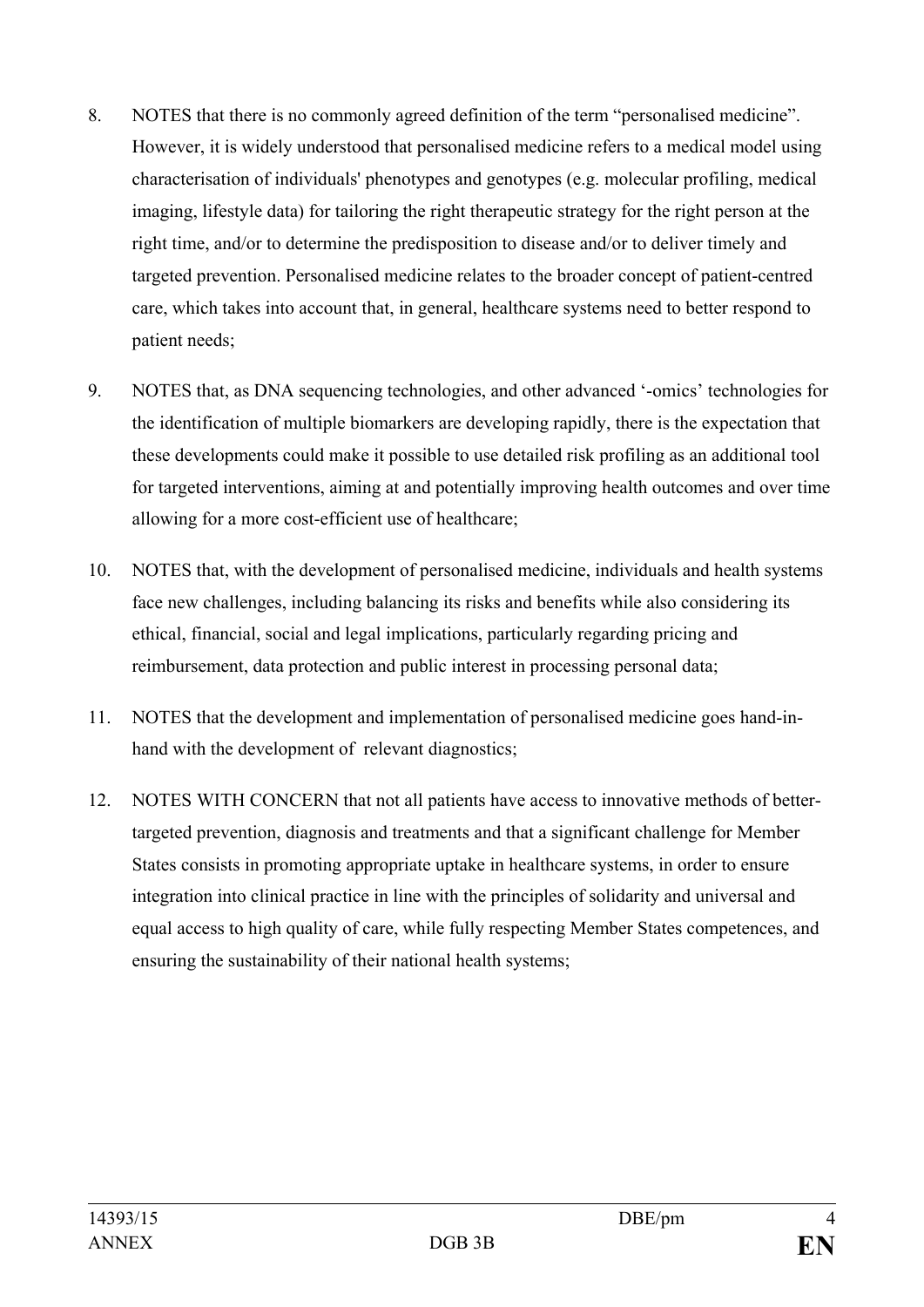8. NOTES that there is no commonly agreed definition of the term "personalised medicine". However, it is widely understood that personalised medicine refers to a medical model using characterisation of individuals' phenotypes and genotypes (e.g. molecular profiling, medical imaging, lifestyle data) for tailoring the right therapeutic strategy for the right person at the right time, and/or to determine the predisposition to disease and/or to deliver timely and targeted prevention. Personalised medicine relates to the broader concept of patient-centred care, which takes into account that, in general, healthcare systems need to better respond to patient needs;

9. NOTES that, as DNA sequencing technologies, and other advanced '-omics' technologies for the identification of multiple biomarkers are developing rapidly, there is the expectation that these developments could make it possible to use detailed risk profiling as an additional tool for targeted interventions, aiming at and potentially improving health outcomes and over time allowing for a more cost-efficient use of healthcare;

10. NOTES that, with the development of personalised medicine, individuals and health systems face new challenges, including balancing its risks and benefits while also considering its ethical, financial, social and legal implications, particularly regarding pricing and reimbursement, data protection and public interest in processing personal data;

11. NOTES that the development and implementation of personalised medicine goes hand-in-hand with the development of relevant diagnostics;

12. NOTES WITH CONCERN that not all patients have access to innovative methods of better-targeted prevention, diagnosis and treatments and that a significant challenge for Member States consists in promoting appropriate uptake in healthcare systems, in order to ensure integration into clinical practice in line with the principles of solidarity and universal and equal access to high quality of care, while fully respecting Member States competences, and ensuring the sustainability of their national health systems;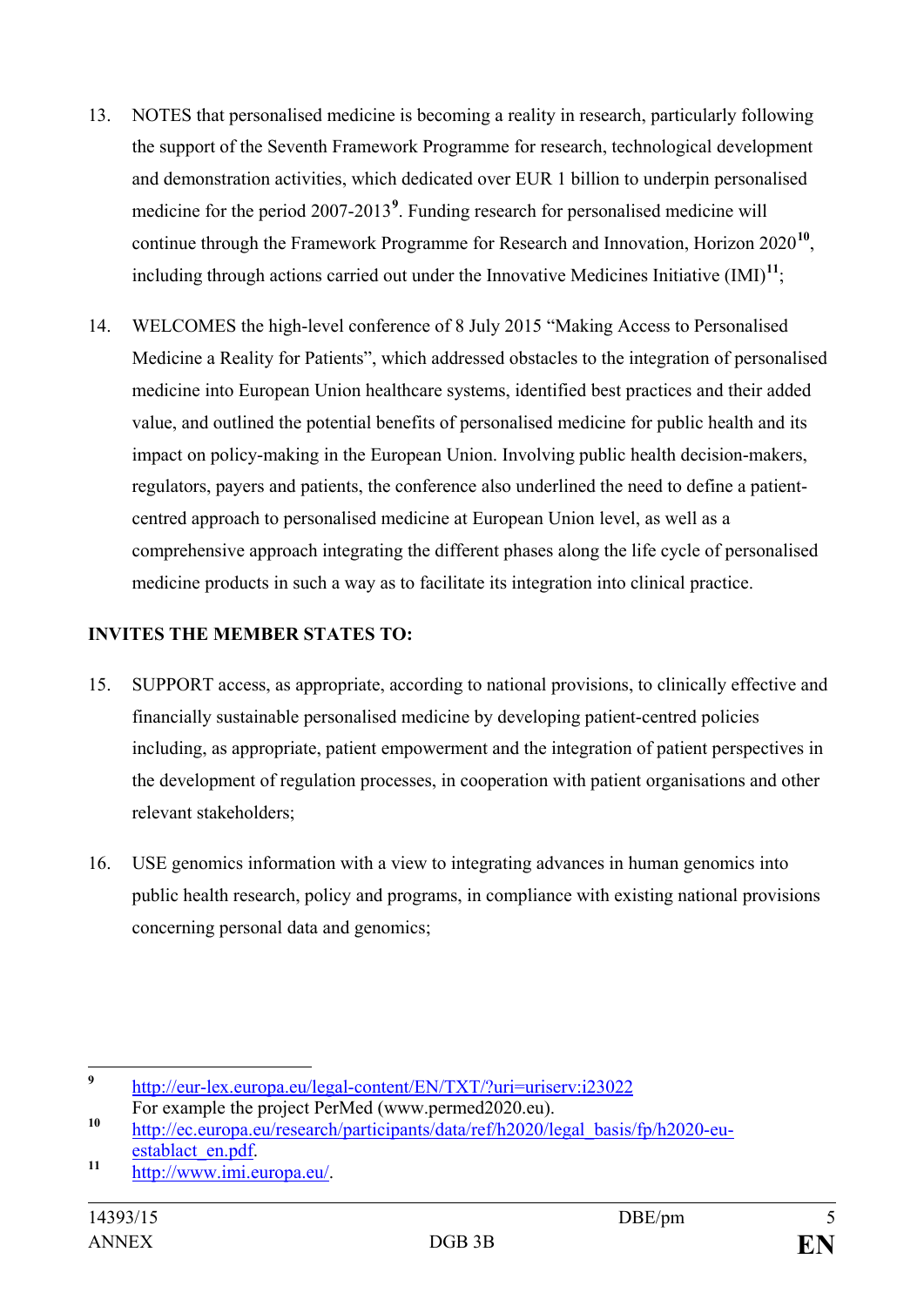13. NOTES that personalised medicine is becoming a reality in research, particularly following the support of the Seventh Framework Programme for research, technological development and demonstration activities, which dedicated over EUR 1 billion to underpin personalised medicine for the period 2007-2013[9]. Funding research for personalised medicine will continue through the Framework Programme for Research and Innovation, Horizon 2020[10], including through actions carried out under the Innovative Medicines Initiative (IMI)[11];

14. WELCOMES the high-level conference of 8 July 2015 "Making Access to Personalised Medicine a Reality for Patients", which addressed obstacles to the integration of personalised medicine into European Union healthcare systems, identified best practices and their added value, and outlined the potential benefits of personalised medicine for public health and its impact on policy-making in the European Union. Involving public health decision-makers, regulators, payers and patients, the conference also underlined the need to define a patient-centred approach to personalised medicine at European Union level, as well as a comprehensive approach integrating the different phases along the life cycle of personalised medicine products in such a way as to facilitate its integration into clinical practice.

**INVITES THE MEMBER STATES TO:**

15. SUPPORT access, as appropriate, according to national provisions, to clinically effective and financially sustainable personalised medicine by developing patient-centred policies including, as appropriate, patient empowerment and the integration of patient perspectives in the development of regulation processes, in cooperation with patient organisations and other relevant stakeholders;

16. USE genomics information with a view to integrating advances in human genomics into public health research, policy and programs, in compliance with existing national provisions concerning personal data and genomics;

---

[9] http://eur-lex.europa.eu/legal-content/EN/TXT/?uri=uriserv:i23022
For example the project PerMed (www.permed2020.eu).

[10] http://ec.europa.eu/research/participants/data/ref/h2020/legal_basis/fp/h2020-eu-establact_en.pdf.

[11] http://www.imi.europa.eu/.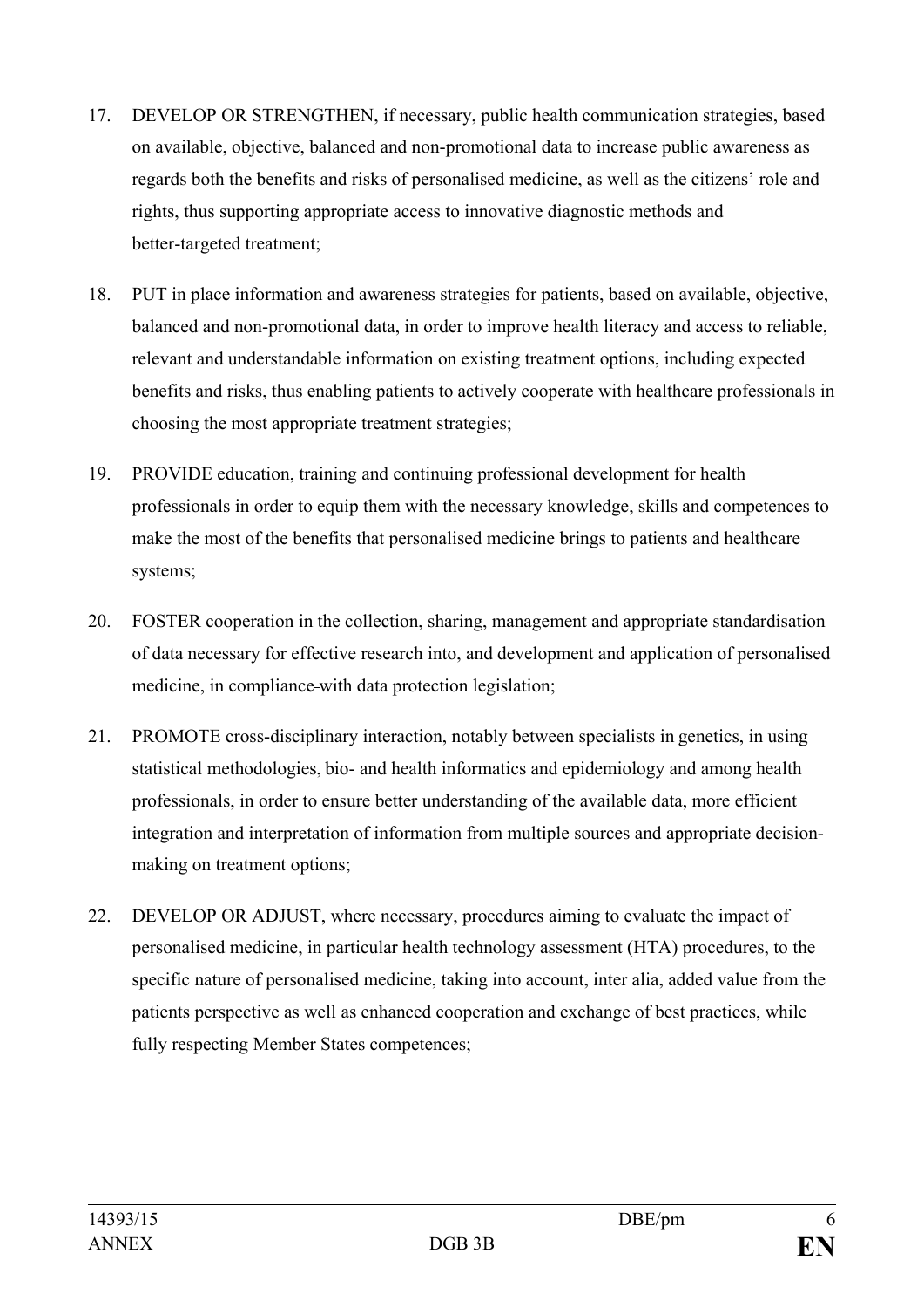17. DEVELOP OR STRENGTHEN, if necessary, public health communication strategies, based on available, objective, balanced and non-promotional data to increase public awareness as regards both the benefits and risks of personalised medicine, as well as the citizens' role and rights, thus supporting appropriate access to innovative diagnostic methods and better-targeted treatment;

18. PUT in place information and awareness strategies for patients, based on available, objective, balanced and non-promotional data, in order to improve health literacy and access to reliable, relevant and understandable information on existing treatment options, including expected benefits and risks, thus enabling patients to actively cooperate with healthcare professionals in choosing the most appropriate treatment strategies;

19. PROVIDE education, training and continuing professional development for health professionals in order to equip them with the necessary knowledge, skills and competences to make the most of the benefits that personalised medicine brings to patients and healthcare systems;

20. FOSTER cooperation in the collection, sharing, management and appropriate standardisation of data necessary for effective research into, and development and application of personalised medicine, in compliance with data protection legislation;

21. PROMOTE cross-disciplinary interaction, notably between specialists in genetics, in using statistical methodologies, bio- and health informatics and epidemiology and among health professionals, in order to ensure better understanding of the available data, more efficient integration and interpretation of information from multiple sources and appropriate decision-making on treatment options;

22. DEVELOP OR ADJUST, where necessary, procedures aiming to evaluate the impact of personalised medicine, in particular health technology assessment (HTA) procedures, to the specific nature of personalised medicine, taking into account, inter alia, added value from the patients perspective as well as enhanced cooperation and exchange of best practices, while fully respecting Member States competences;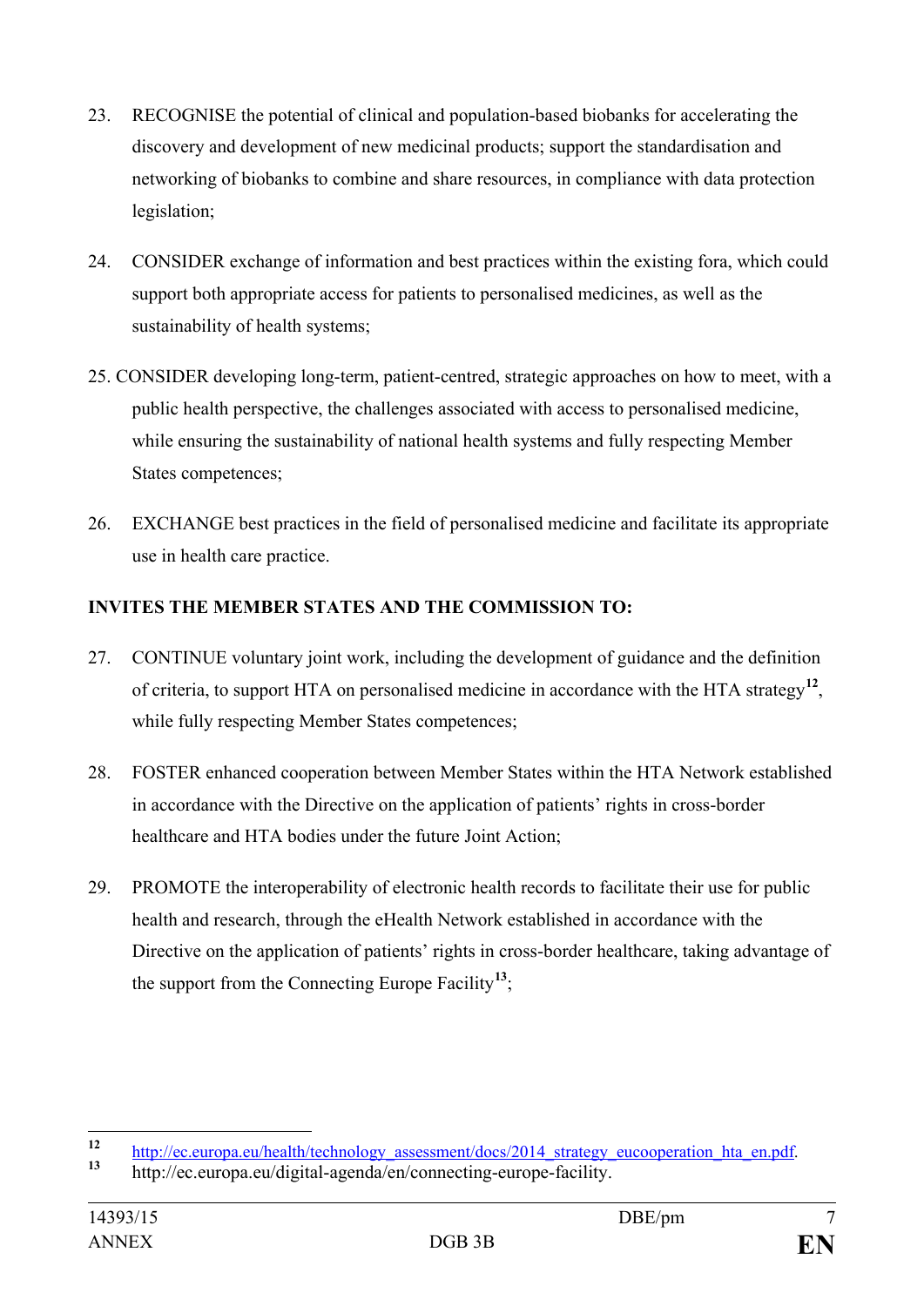23. RECOGNISE the potential of clinical and population-based biobanks for accelerating the discovery and development of new medicinal products; support the standardisation and networking of biobanks to combine and share resources, in compliance with data protection legislation;

24. CONSIDER exchange of information and best practices within the existing fora, which could support both appropriate access for patients to personalised medicines, as well as the sustainability of health systems;

25. CONSIDER developing long-term, patient-centred, strategic approaches on how to meet, with a public health perspective, the challenges associated with access to personalised medicine, while ensuring the sustainability of national health systems and fully respecting Member States competences;

26. EXCHANGE best practices in the field of personalised medicine and facilitate its appropriate use in health care practice.

**INVITES THE MEMBER STATES AND THE COMMISSION TO:**

27. CONTINUE voluntary joint work, including the development of guidance and the definition of criteria, to support HTA on personalised medicine in accordance with the HTA strategy[12], while fully respecting Member States competences;

28. FOSTER enhanced cooperation between Member States within the HTA Network established in accordance with the Directive on the application of patients' rights in cross-border healthcare and HTA bodies under the future Joint Action;

29. PROMOTE the interoperability of electronic health records to facilitate their use for public health and research, through the eHealth Network established in accordance with the Directive on the application of patients' rights in cross-border healthcare, taking advantage of the support from the Connecting Europe Facility[13];

---

[12] http://ec.europa.eu/health/technology_assessment/docs/2014_strategy_eucooperation_hta_en.pdf.

[13] http://ec.europa.eu/digital-agenda/en/connecting-europe-facility.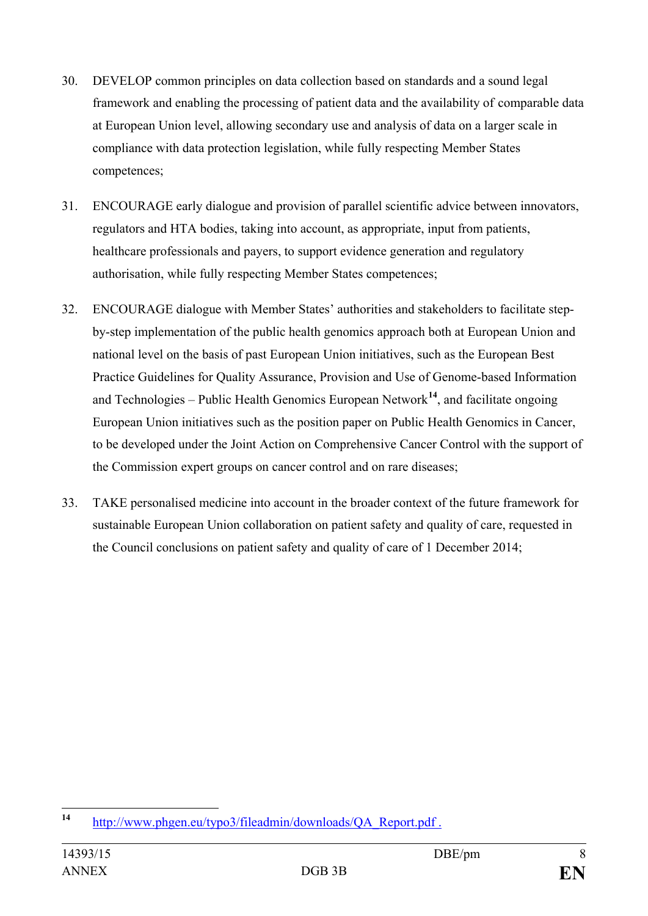30. DEVELOP common principles on data collection based on standards and a sound legal framework and enabling the processing of patient data and the availability of comparable data at European Union level, allowing secondary use and analysis of data on a larger scale in compliance with data protection legislation, while fully respecting Member States competences;

31. ENCOURAGE early dialogue and provision of parallel scientific advice between innovators, regulators and HTA bodies, taking into account, as appropriate, input from patients, healthcare professionals and payers, to support evidence generation and regulatory authorisation, while fully respecting Member States competences;

32. ENCOURAGE dialogue with Member States' authorities and stakeholders to facilitate step-by-step implementation of the public health genomics approach both at European Union and national level on the basis of past European Union initiatives, such as the European Best Practice Guidelines for Quality Assurance, Provision and Use of Genome-based Information and Technologies – Public Health Genomics European Network[14], and facilitate ongoing European Union initiatives such as the position paper on Public Health Genomics in Cancer, to be developed under the Joint Action on Comprehensive Cancer Control with the support of the Commission expert groups on cancer control and on rare diseases;

33. TAKE personalised medicine into account in the broader context of the future framework for sustainable European Union collaboration on patient safety and quality of care, requested in the Council conclusions on patient safety and quality of care of 1 December 2014;

---

[14] http://www.phgen.eu/typo3/fileadmin/downloads/QA_Report.pdf .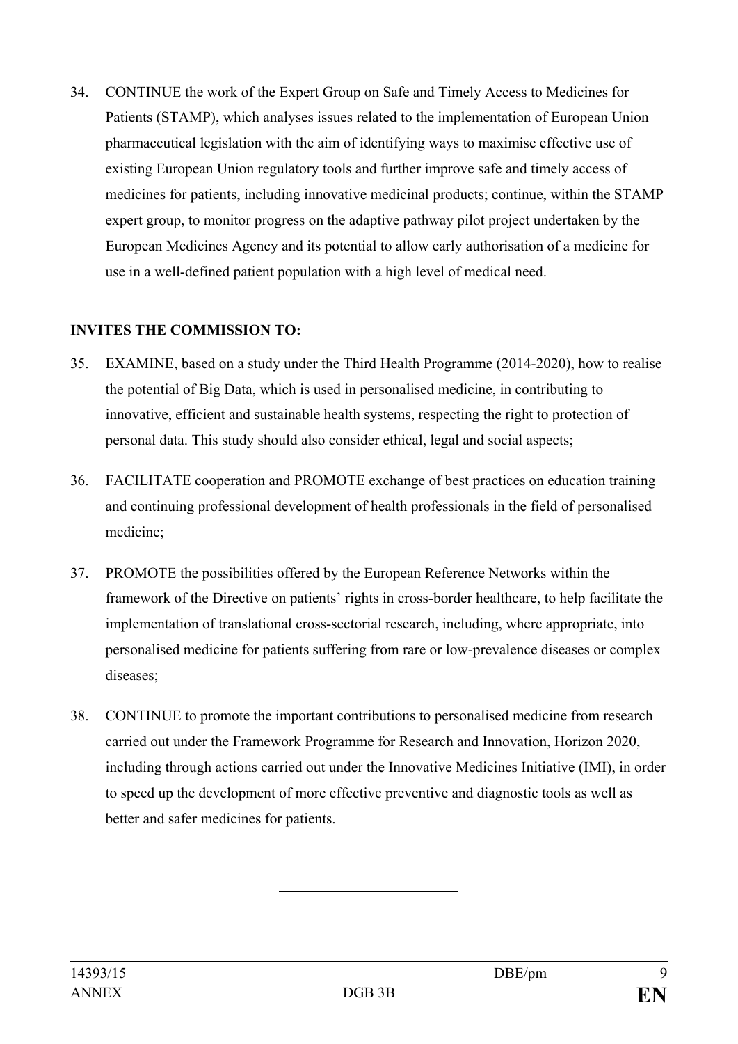34. CONTINUE the work of the Expert Group on Safe and Timely Access to Medicines for Patients (STAMP), which analyses issues related to the implementation of European Union pharmaceutical legislation with the aim of identifying ways to maximise effective use of existing European Union regulatory tools and further improve safe and timely access of medicines for patients, including innovative medicinal products; continue, within the STAMP expert group, to monitor progress on the adaptive pathway pilot project undertaken by the European Medicines Agency and its potential to allow early authorisation of a medicine for use in a well-defined patient population with a high level of medical need.

**INVITES THE COMMISSION TO:**

35. EXAMINE, based on a study under the Third Health Programme (2014-2020), how to realise the potential of Big Data, which is used in personalised medicine, in contributing to innovative, efficient and sustainable health systems, respecting the right to protection of personal data. This study should also consider ethical, legal and social aspects;

36. FACILITATE cooperation and PROMOTE exchange of best practices on education training and continuing professional development of health professionals in the field of personalised medicine;

37. PROMOTE the possibilities offered by the European Reference Networks within the framework of the Directive on patients' rights in cross-border healthcare, to help facilitate the implementation of translational cross-sectorial research, including, where appropriate, into personalised medicine for patients suffering from rare or low-prevalence diseases or complex diseases;

38. CONTINUE to promote the important contributions to personalised medicine from research carried out under the Framework Programme for Research and Innovation, Horizon 2020, including through actions carried out under the Innovative Medicines Initiative (IMI), in order to speed up the development of more effective preventive and diagnostic tools as well as better and safer medicines for patients.